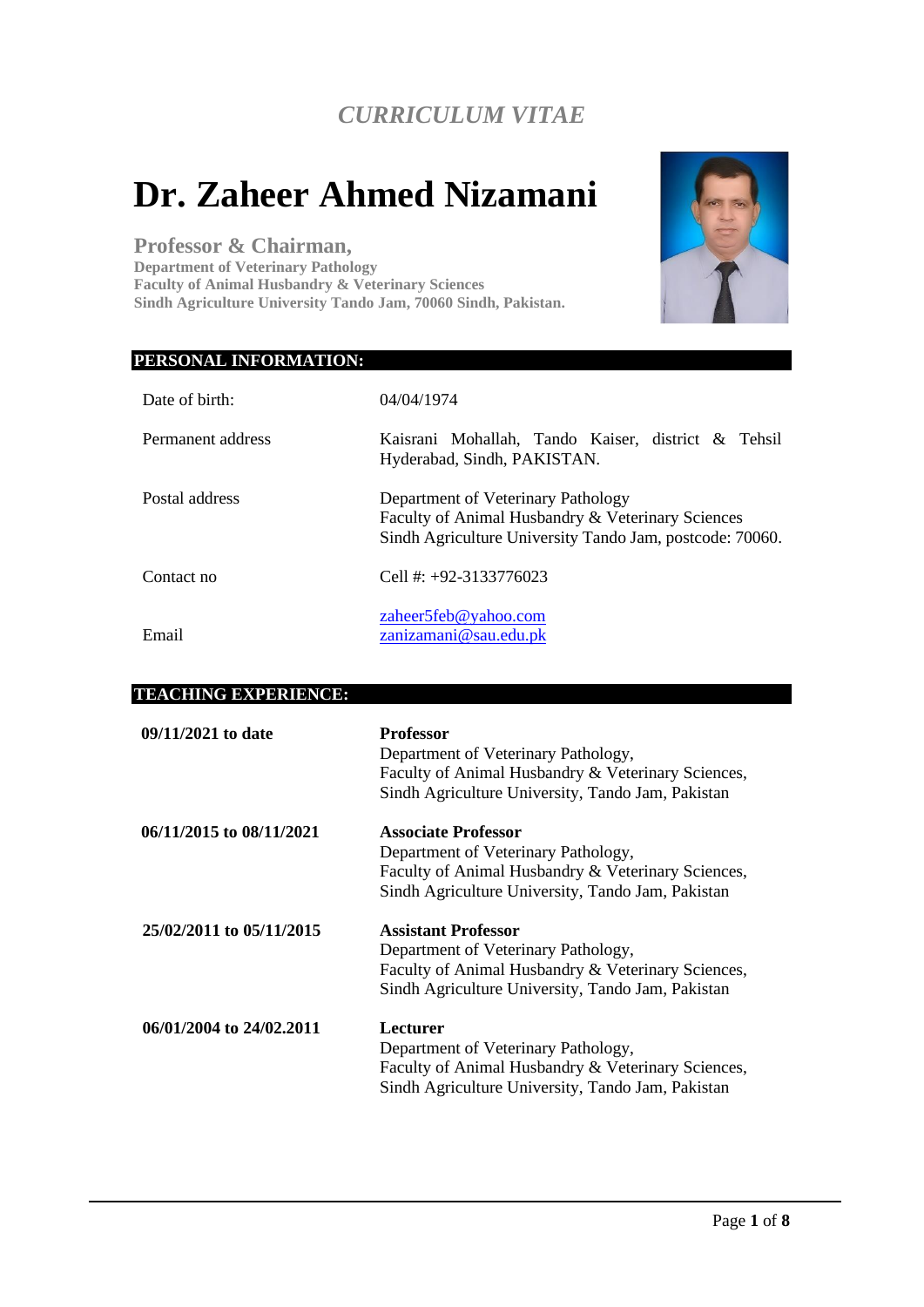*CURRICULUM VITAE*

# Dr. Zaheer Ahmed Nizamani

**Professor & Chairman,**
**Department of Veterinary Pathology**
**Faculty of Animal Husbandry & Veterinary Sciences**
**Sindh Agriculture University Tando Jam, 70060 Sindh, Pakistan.**

## PERSONAL INFORMATION:

| | |
|---|---|
| Date of birth: | 04/04/1974 |
| Permanent address | Kaisrani Mohallah, Tando Kaiser, district & Tehsil Hyderabad, Sindh, PAKISTAN. |
| Postal address | Department of Veterinary Pathology<br>Faculty of Animal Husbandry & Veterinary Sciences<br>Sindh Agriculture University Tando Jam, postcode: 70060. |
| Contact no | Cell #: +92-3133776023 |
| Email | zaheer5feb@yahoo.com<br>zanizamani@sau.edu.pk |

## TEACHING EXPERIENCE:

| | |
|---|---|
| **09/11/2021 to date** | **Professor**<br>Department of Veterinary Pathology,<br>Faculty of Animal Husbandry & Veterinary Sciences,<br>Sindh Agriculture University, Tando Jam, Pakistan |
| **06/11/2015 to 08/11/2021** | **Associate Professor**<br>Department of Veterinary Pathology,<br>Faculty of Animal Husbandry & Veterinary Sciences,<br>Sindh Agriculture University, Tando Jam, Pakistan |
| **25/02/2011 to 05/11/2015** | **Assistant Professor**<br>Department of Veterinary Pathology,<br>Faculty of Animal Husbandry & Veterinary Sciences,<br>Sindh Agriculture University, Tando Jam, Pakistan |
| **06/01/2004 to 24/02.2011** | **Lecturer**<br>Department of Veterinary Pathology,<br>Faculty of Animal Husbandry & Veterinary Sciences,<br>Sindh Agriculture University, Tando Jam, Pakistan |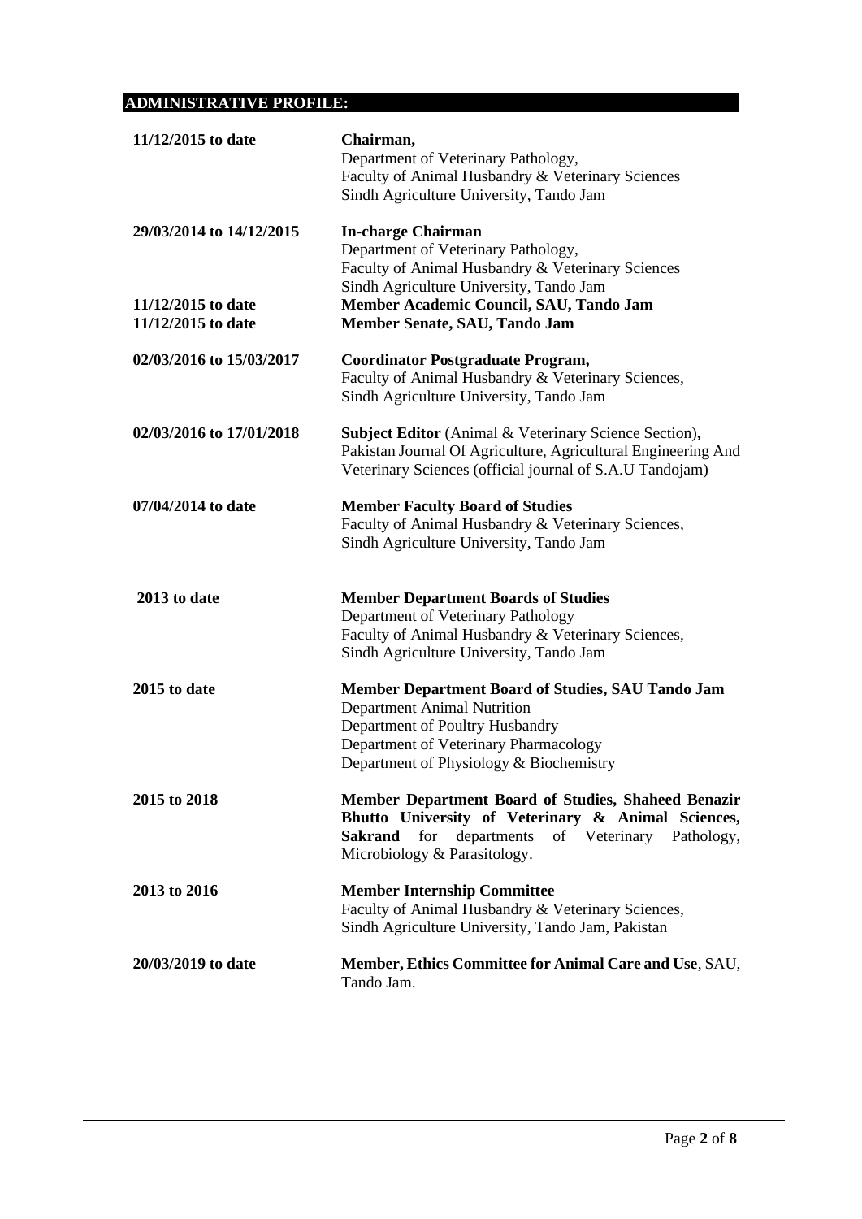## ADMINISTRATIVE PROFILE:

| | |
|---|---|
| **11/12/2015 to date** | **Chairman,**<br>Department of Veterinary Pathology,<br>Faculty of Animal Husbandry & Veterinary Sciences<br>Sindh Agriculture University, Tando Jam |
| **29/03/2014 to 14/12/2015** | **In-charge Chairman**<br>Department of Veterinary Pathology,<br>Faculty of Animal Husbandry & Veterinary Sciences<br>Sindh Agriculture University, Tando Jam |
| **11/12/2015 to date** | **Member Academic Council, SAU, Tando Jam** |
| **11/12/2015 to date** | **Member Senate, SAU, Tando Jam** |
| **02/03/2016 to 15/03/2017** | **Coordinator Postgraduate Program,**<br>Faculty of Animal Husbandry & Veterinary Sciences,<br>Sindh Agriculture University, Tando Jam |
| **02/03/2016 to 17/01/2018** | **Subject Editor** (Animal & Veterinary Science Section)**,**<br>Pakistan Journal Of Agriculture, Agricultural Engineering And Veterinary Sciences (official journal of S.A.U Tandojam) |
| **07/04/2014 to date** | **Member Faculty Board of Studies**<br>Faculty of Animal Husbandry & Veterinary Sciences,<br>Sindh Agriculture University, Tando Jam |
| **2013 to date** | **Member Department Boards of Studies**<br>Department of Veterinary Pathology<br>Faculty of Animal Husbandry & Veterinary Sciences,<br>Sindh Agriculture University, Tando Jam |
| **2015 to date** | **Member Department Board of Studies, SAU Tando Jam**<br>Department Animal Nutrition<br>Department of Poultry Husbandry<br>Department of Veterinary Pharmacology<br>Department of Physiology & Biochemistry |
| **2015 to 2018** | **Member Department Board of Studies, Shaheed Benazir Bhutto University of Veterinary & Animal Sciences, Sakrand** for departments of Veterinary Pathology, Microbiology & Parasitology. |
| **2013 to 2016** | **Member Internship Committee**<br>Faculty of Animal Husbandry & Veterinary Sciences,<br>Sindh Agriculture University, Tando Jam, Pakistan |
| **20/03/2019 to date** | **Member, Ethics Committee for Animal Care and Use**, SAU, Tando Jam. |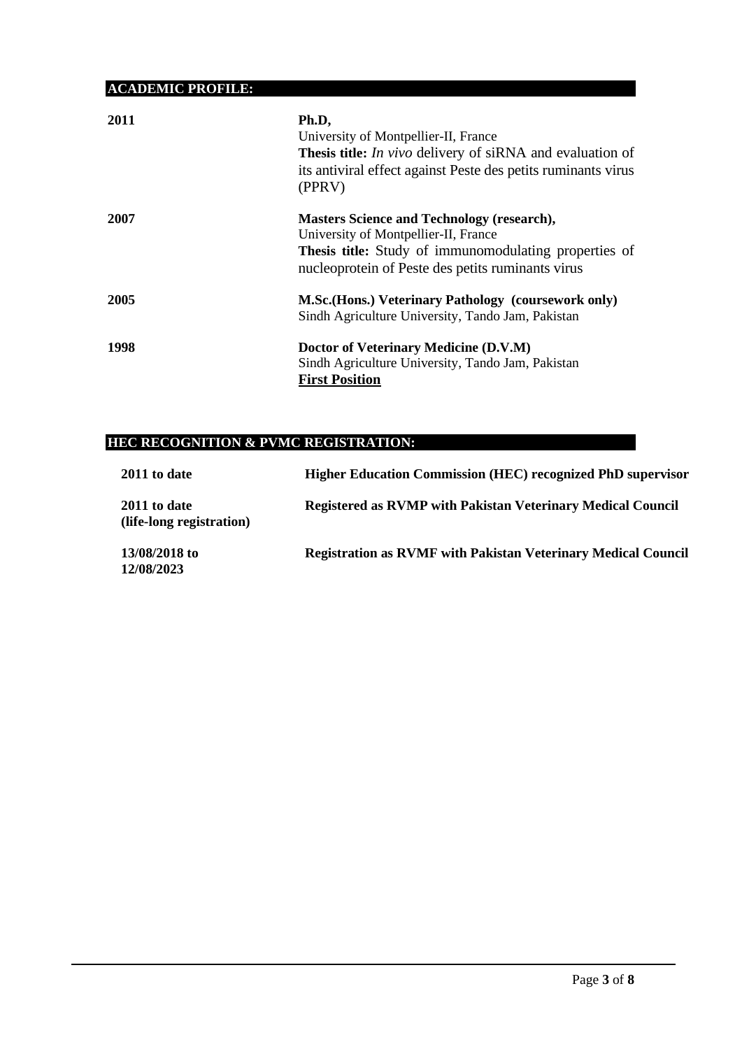## ACADEMIC PROFILE:

| | |
|---|---|
| **2011** | **Ph.D,**<br>University of Montpellier-II, France<br>**Thesis title:** *In vivo* delivery of siRNA and evaluation of its antiviral effect against Peste des petits ruminants virus (PPRV) |
| **2007** | **Masters Science and Technology (research),**<br>University of Montpellier-II, France<br>**Thesis title:** Study of immunomodulating properties of nucleoprotein of Peste des petits ruminants virus |
| **2005** | **M.Sc.(Hons.) Veterinary Pathology (coursework only)**<br>Sindh Agriculture University, Tando Jam, Pakistan |
| **1998** | **Doctor of Veterinary Medicine (D.V.M)**<br>Sindh Agriculture University, Tando Jam, Pakistan<br>**First Position** |

## HEC RECOGNITION & PVMC REGISTRATION:

| | |
|---|---|
| **2011 to date** | **Higher Education Commission (HEC) recognized PhD supervisor** |
| **2011 to date (life-long registration)** | **Registered as RVMP with Pakistan Veterinary Medical Council** |
| **13/08/2018 to 12/08/2023** | **Registration as RVMF with Pakistan Veterinary Medical Council** |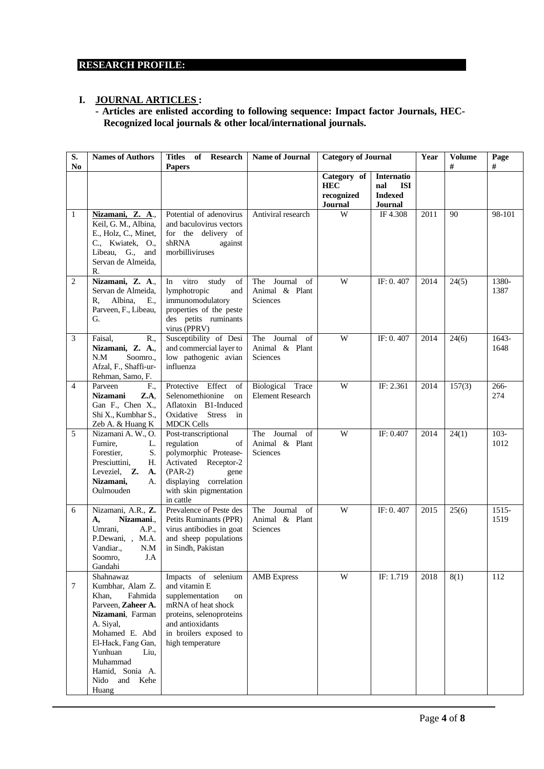## RESEARCH PROFILE:

### I. JOURNAL ARTICLES :

**- Articles are enlisted according to following sequence: Impact factor Journals, HEC-Recognized local journals & other local/international journals.**

| S. No | Names of Authors | Titles of Research Papers | Name of Journal | Category of Journal | | Year | Volume # | Page # |
|---|---|---|---|---|---|---|---|---|
| | | | | Category of HEC recognized Journal | International ISI Indexed Journal | | | |
| 1 | **Nizamani, Z. A**., Keil, G. M., Albina, E., Holz, C., Minet, C., Kwiatek, O., Libeau, G., and Servan de Almeida, R. | Potential of adenovirus and baculovirus vectors for the delivery of shRNA against morbilliviruses | Antiviral research | W | IF 4.308 | 2011 | 90 | 98-101 |
| 2 | **Nizamani, Z. A**., Servan de Almeida, R, Albina, E., Parveen, F., Libeau, G. | In vitro study of lymphotropic and immunomodulatory properties of the peste des petits ruminants virus (PPRV) | The Journal of Animal & Plant Sciences | W | IF: 0. 407 | 2014 | 24(5) | 1380-1387 |
| 3 | Faisal, R., **Nizamani, Z. A.**, N.M Soomro., Afzal, F., Shaffi-ur-Rehman, Samo, F. | Susceptibility of Desi and commercial layer to low pathogenic avian influenza | The Journal of Animal & Plant Sciences | W | IF: 0. 407 | 2014 | 24(6) | 1643-1648 |
| 4 | Parveen F., **Nizamani Z.A**, Gan F., Chen X., Shi X., Kumbhar S., Zeb A. & Huang K | Protective Effect of Selenomethionine on Aflatoxin B1-Induced Oxidative Stress in MDCK Cells | Biological Trace Element Research | W | IF: 2.361 | 2014 | 157(3) | 266-274 |
| 5 | Nizamani A. W., O. Fumire, L. Forestier, S. Presciuttini, H. Leveziel, **Z. A. Nizamani,** A. Oulmouden | Post-transcriptional regulation of polymorphic Protease-Activated Receptor-2 (PAR-2) gene displaying correlation with skin pigmentation in cattle | The Journal of Animal & Plant Sciences | W | IF: 0.407 | 2014 | 24(1) | 103-1012 |
| 6 | Nizamani, A.R., **Z. A, Nizamani**., Umrani, A.P., P.Dewani, , M.A. Vandiar., N.M Soomro, J.A Gandahi | Prevalence of Peste des Petits Ruminants (PPR) virus antibodies in goat and sheep populations in Sindh, Pakistan | The Journal of Animal & Plant Sciences | W | IF: 0. 407 | 2015 | 25(6) | 1515-1519 |
| 7 | Shahnawaz Kumbhar, Alam Z. Khan, Fahmida Parveen, **Zaheer A. Nizamani**, Farman A. Siyal, Mohamed E. Abd El-Hack, Fang Gan, Yunhuan Liu, Muhammad Hamid, Sonia A. Nido and Kehe Huang | Impacts of selenium and vitamin E supplementation on mRNA of heat shock proteins, selenoproteins and antioxidants in broilers exposed to high temperature | AMB Express | W | IF: 1.719 | 2018 | 8(1) | 112 |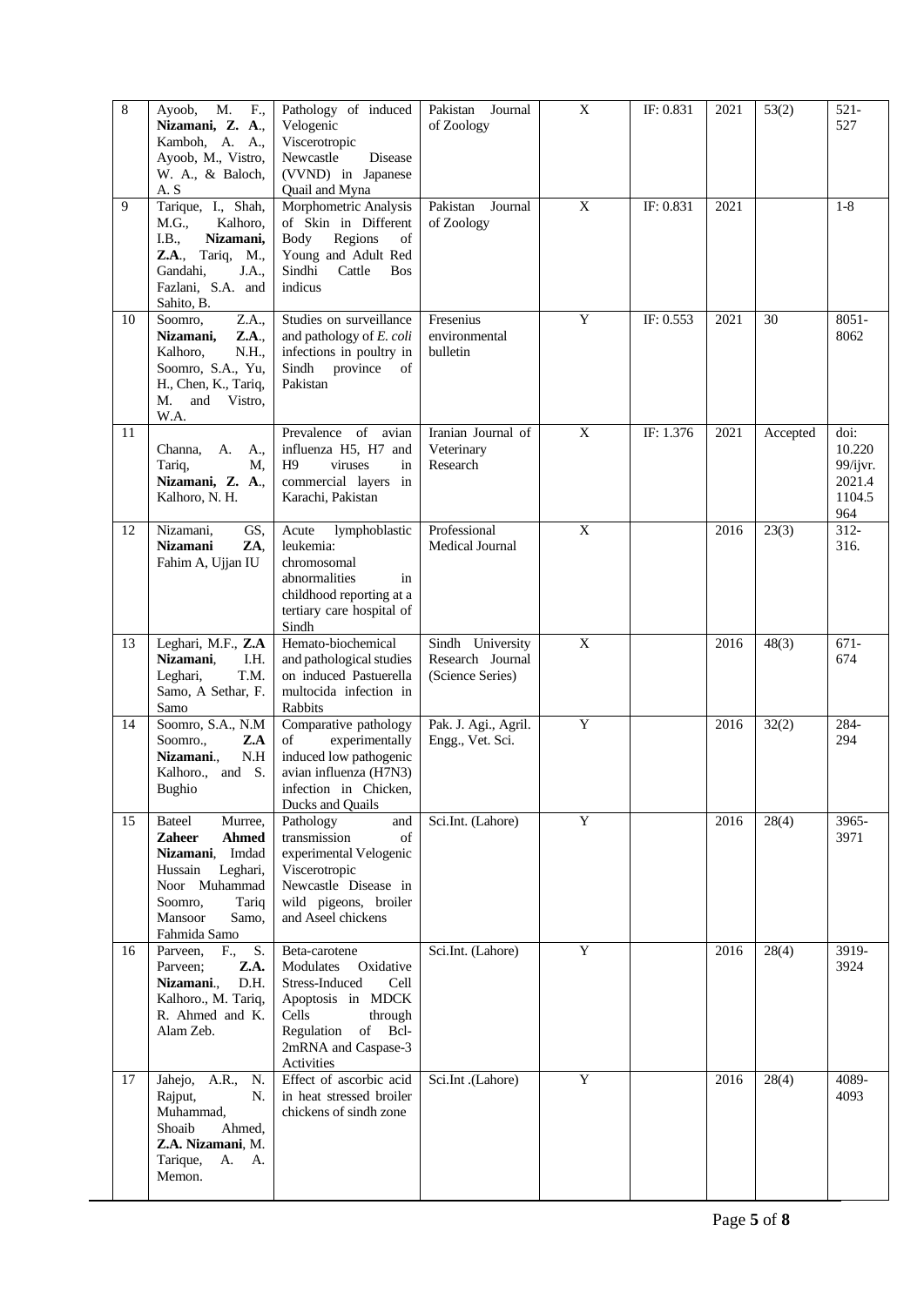| | | | | | | | | |
|---|---|---|---|---|---|---|---|---|
| 8 | Ayoob, M. F., **Nizamani, Z. A**., Kamboh, A. A., Ayoob, M., Vistro, W. A., & Baloch, A. S | Pathology of induced Velogenic Viscerotropic Newcastle Disease (VVND) in Japanese Quail and Myna | Pakistan Journal of Zoology | X | IF: 0.831 | 2021 | 53(2) | 521-527 |
| 9 | Tarique, I., Shah, M.G., Kalhoro, I.B., **Nizamani, Z.A**., Tariq, M., Gandahi, J.A., Fazlani, S.A. and Sahito, B. | Morphometric Analysis of Skin in Different Body Regions of Young and Adult Red Sindhi Cattle Bos indicus | Pakistan Journal of Zoology | X | IF: 0.831 | 2021 | | 1-8 |
| 10 | Soomro, Z.A., **Nizamani, Z.A**., Kalhoro, N.H., Soomro, S.A., Yu, H., Chen, K., Tariq, M. and Vistro, W.A. | Studies on surveillance and pathology of *E. coli* infections in poultry in Sindh province of Pakistan | Fresenius environmental bulletin | Y | IF: 0.553 | 2021 | 30 | 8051-8062 |
| 11 | Channa, A. A., Tariq, M, **Nizamani, Z. A**., Kalhoro, N. H. | Prevalence of avian influenza H5, H7 and H9 viruses in commercial layers in Karachi, Pakistan | Iranian Journal of Veterinary Research | X | IF: 1.376 | 2021 | Accepted | doi: 10.22099/ijvr.2021.41104.5964 |
| 12 | Nizamani, GS, **Nizamani ZA**, Fahim A, Ujjan IU | Acute lymphoblastic leukemia: chromosomal abnormalities in childhood reporting at a tertiary care hospital of Sindh | Professional Medical Journal | X | | 2016 | 23(3) | 312-316. |
| 13 | Leghari, M.F., **Z.A Nizamani**, I.H. Leghari, T.M. Samo, A Sethar, F. Samo | Hemato-biochemical and pathological studies on induced Pastuerella multocida infection in Rabbits | Sindh University Research Journal (Science Series) | X | | 2016 | 48(3) | 671-674 |
| 14 | Soomro, S.A., N.M Soomro., **Z.A Nizamani**., N.H Kalhoro., and S. Bughio | Comparative pathology of experimentally induced low pathogenic avian influenza (H7N3) infection in Chicken, Ducks and Quails | Pak. J. Agi., Agril. Engg., Vet. Sci. | Y | | 2016 | 32(2) | 284-294 |
| 15 | Bateel Murree, **Zaheer Ahmed Nizamani**, Imdad Hussain Leghari, Noor Muhammad Soomro, Tariq Mansoor Samo, Fahmida Samo | Pathology and transmission of experimental Velogenic Viscerotropic Newcastle Disease in wild pigeons, broiler and Aseel chickens | Sci.Int. (Lahore) | Y | | 2016 | 28(4) | 3965-3971 |
| 16 | Parveen, F., S. Parveen; **Z.A. Nizamani**., D.H. Kalhoro., M. Tariq, R. Ahmed and K. Alam Zeb. | Beta-carotene Modulates Oxidative Stress-Induced Cell Apoptosis in MDCK Cells through Regulation of Bcl-2mRNA and Caspase-3 Activities | Sci.Int. (Lahore) | Y | | 2016 | 28(4) | 3919-3924 |
| 17 | Jahejo, A.R., N. Rajput, N. Muhammad, Shoaib Ahmed, **Z.A. Nizamani**, M. Tarique, A. A. Memon. | Effect of ascorbic acid in heat stressed broiler chickens of sindh zone | Sci.Int .(Lahore) | Y | | 2016 | 28(4) | 4089-4093 |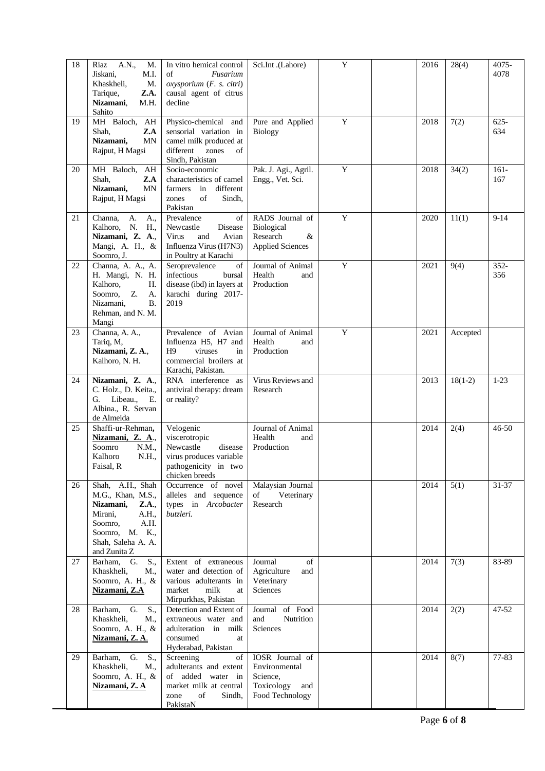| | | | | | | | | |
|---|---|---|---|---|---|---|---|---|
| 18 | Riaz A.N., M. Jiskani, M.I. Khaskheli, M. Tarique, **Z.A. Nizamani**, M.H. Sahito | In vitro hemical control of *Fusarium oxysporium* (*F. s. citri*) causal agent of citrus decline | Sci.Int .(Lahore) | Y | | 2016 | 28(4) | 4075-4078 |
| 19 | MH Baloch, AH Shah, **Z.A Nizamani,** MN Rajput, H Magsi | Physico-chemical and sensorial variation in camel milk produced at different zones of Sindh, Pakistan | Pure and Applied Biology | Y | | 2018 | 7(2) | 625-634 |
| 20 | MH Baloch, AH Shah, **Z.A Nizamani,** MN Rajput, H Magsi | Socio-economic characteristics of camel farmers in different zones of Sindh, Pakistan | Pak. J. Agi., Agril. Engg., Vet. Sci. | Y | | 2018 | 34(2) | 161-167 |
| 21 | Channa, A. A., Kalhoro, N. H., **Nizamani, Z. A**., Mangi, A. H., & Soomro, J. | Prevalence of Newcastle Disease Virus and Avian Influenza Virus (H7N3) in Poultry at Karachi | RADS Journal of Biological Research & Applied Sciences | Y | | 2020 | 11(1) | 9-14 |
| 22 | Channa, A. A., A. H. Mangi, N. H. Kalhoro, H. Soomro, Z. A. Nizamani, B. Rehman, and N. M. Mangi | Seroprevalence of infectious bursal disease (ibd) in layers at karachi during 2017-2019 | Journal of Animal Health and Production | Y | | 2021 | 9(4) | 352-356 |
| 23 | Channa, A. A., Tariq, M, **Nizamani, Z. A**., Kalhoro, N. H. | Prevalence of Avian Influenza H5, H7 and H9 viruses in commercial broilers at Karachi, Pakistan. | Journal of Animal Health and Production | Y | | 2021 | Accepted | |
| 24 | **Nizamani, Z. A**., C. Holz., D. Keita., G. Libeau., E. Albina., R. Servan de Almeida | RNA interference as antiviral therapy: dream or reality? | Virus Reviews and Research | | | 2013 | 18(1-2) | 1-23 |
| 25 | Shaffi-ur-Rehman**,** **Nizamani, Z. A**., Soomro N.M., Kalhoro N.H., Faisal, R | Velogenic viscerotropic Newcastle disease virus produces variable pathogenicity in two chicken breeds | Journal of Animal Health and Production | | | 2014 | 2(4) | 46-50 |
| 26 | Shah, A.H., Shah M.G., Khan, M.S., **Nizamani, Z.A**., Mirani, A.H., Soomro, A.H. Soomro, M. K., Shah, Saleha A. A. and Zunita Z | Occurrence of novel alleles and sequence types in *Arcobacter butzleri.* | Malaysian Journal of Veterinary Research | | | 2014 | 5(1) | 31-37 |
| 27 | Barham, G. S., Khaskheli, M., Soomro, A. H., & **Nizamani, Z.A** | Extent of extraneous water and detection of various adulterants in market milk at Mirpurkhas, Pakistan | Journal of Agriculture and Veterinary Sciences | | | 2014 | 7(3) | 83-89 |
| 28 | Barham, G. S., Khaskheli, M., Soomro, A. H., & **Nizamani, Z. A**. | Detection and Extent of extraneous water and adulteration in milk consumed at Hyderabad, Pakistan | Journal of Food and Nutrition Sciences | | | 2014 | 2(2) | 47-52 |
| 29 | Barham, G. S., Khaskheli, M., Soomro, A. H., & **Nizamani, Z. A** | Screening of adulterants and extent of added water in market milk at central zone of Sindh, PakistaN | IOSR Journal of Environmental Science, Toxicology and Food Technology | | | 2014 | 8(7) | 77-83 |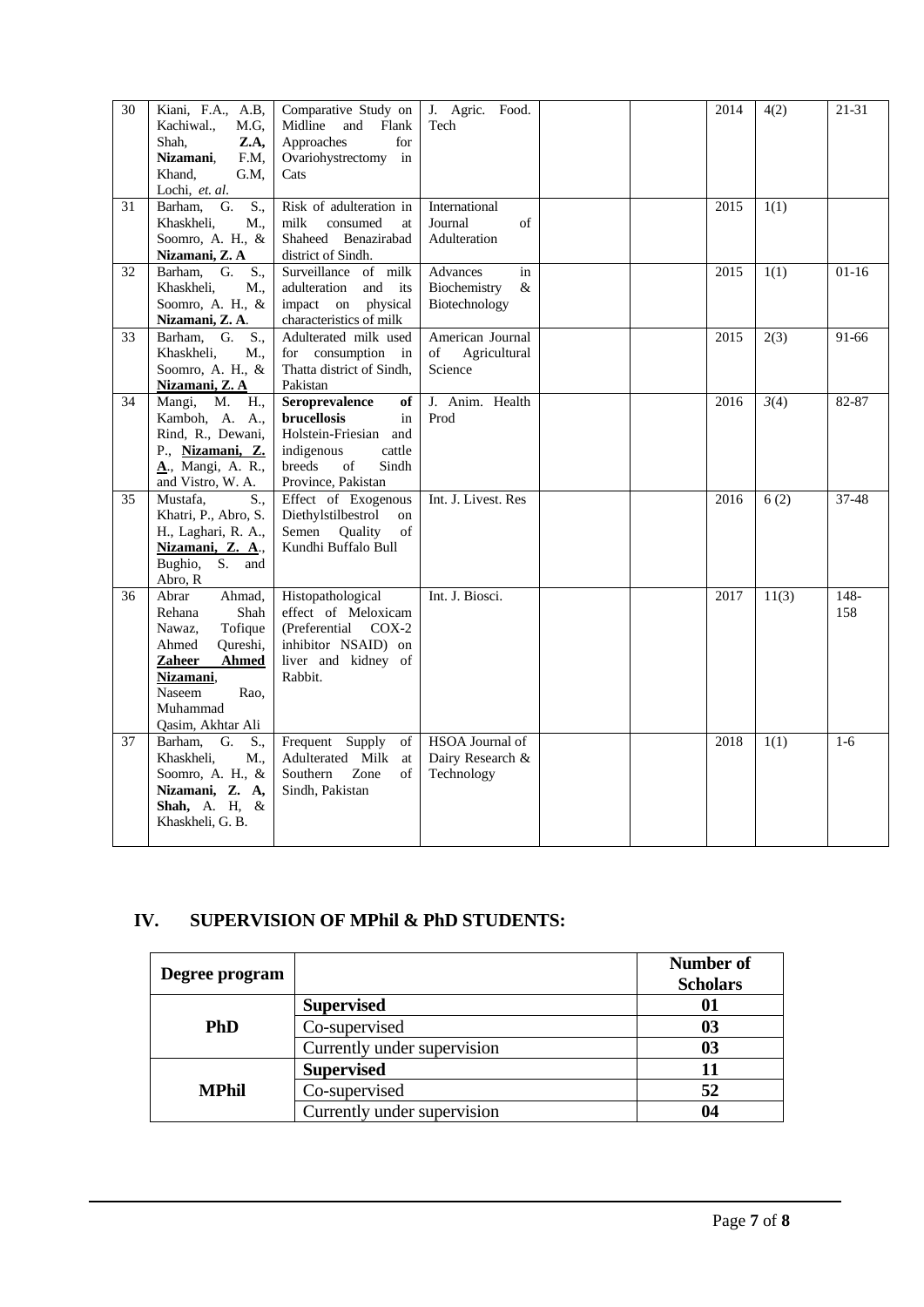| 30 | Kiani, F.A., A.B, Kachiwal., M.G, Shah, **Z.A, Nizamani**, F.M, Khand, G.M, Lochi, *et. al*. | Comparative Study on Midline and Flank Approaches for Ovariohystrectomy in Cats | J. Agric. Food. Tech | | | 2014 | 4(2) | 21-31 |
|---|---|---|---|---|---|---|---|---|
| 31 | Barham, G. S., Khaskheli, M., Soomro, A. H., & **Nizamani, Z. A** | Risk of adulteration in milk consumed at Shaheed Benazirabad district of Sindh. | International Journal of Adulteration | | | 2015 | 1(1) | |
| 32 | Barham, G. S., Khaskheli, M., Soomro, A. H., & **Nizamani, Z. A**. | Surveillance of milk adulteration and its impact on physical characteristics of milk | Advances in Biochemistry & Biotechnology | | | 2015 | 1(1) | 01-16 |
| 33 | Barham, G. S., Khaskheli, M., Soomro, A. H., & **Nizamani, Z. A** | Adulterated milk used for consumption in Thatta district of Sindh, Pakistan | American Journal of Agricultural Science | | | 2015 | 2(3) | 91-66 |
| 34 | Mangi, M. H., Kamboh, A. A., Rind, R., Dewani, P., **Nizamani, Z. A**., Mangi, A. R., and Vistro, W. A. | **Seroprevalence of brucellosis** in Holstein-Friesian and indigenous cattle breeds of Sindh Province, Pakistan | J. Anim. Health Prod | | | 2016 | 3(4) | 82-87 |
| 35 | Mustafa, S., Khatri, P., Abro, S. H., Laghari, R. A., **Nizamani, Z. A**., Bughio, S. and Abro, R | Effect of Exogenous Diethylstilbestrol on Semen Quality of Kundhi Buffalo Bull | Int. J. Livest. Res | | | 2016 | 6 (2) | 37-48 |
| 36 | Abrar Ahmad, Rehana Shah Nawaz, Tofique Ahmed Qureshi, **Zaheer Ahmed Nizamani**, Naseem Rao, Muhammad Qasim, Akhtar Ali | Histopathological effect of Meloxicam (Preferential COX-2 inhibitor NSAID) on liver and kidney of Rabbit. | Int. J. Biosci. | | | 2017 | 11(3) | 148-158 |
| 37 | Barham, G. S., Khaskheli, M., Soomro, A. H., & **Nizamani, Z. A, Shah,** A. H, & Khaskheli, G. B. | Frequent Supply of Adulterated Milk at Southern Zone of Sindh, Pakistan | HSOA Journal of Dairy Research & Technology | | | 2018 | 1(1) | 1-6 |

## IV. SUPERVISION OF MPhil & PhD STUDENTS:

| Degree program | | Number of Scholars |
|---|---|---|
| **PhD** | **Supervised** | **01** |
| | Co-supervised | **03** |
| | Currently under supervision | **03** |
| **MPhil** | **Supervised** | **11** |
| | Co-supervised | **52** |
| | Currently under supervision | **04** |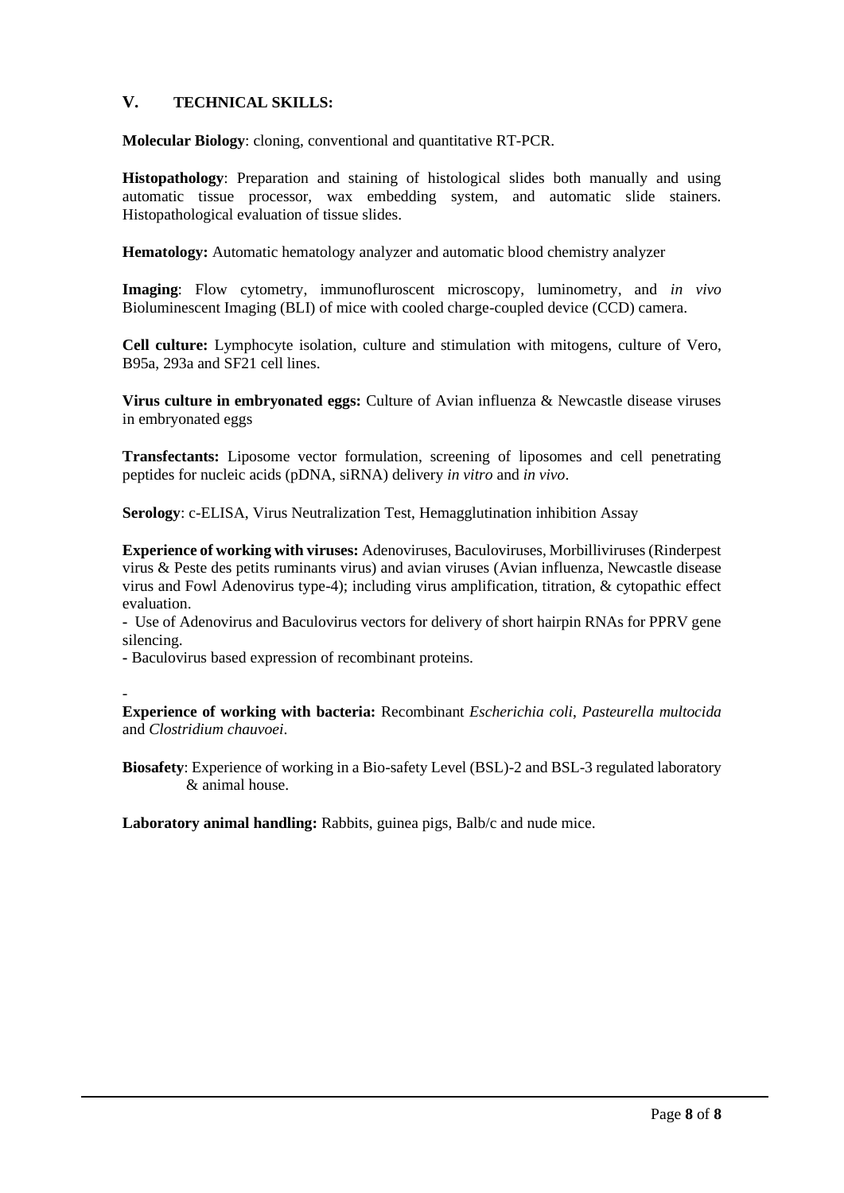## V. TECHNICAL SKILLS:

**Molecular Biology**: cloning, conventional and quantitative RT-PCR.

**Histopathology**: Preparation and staining of histological slides both manually and using automatic tissue processor, wax embedding system, and automatic slide stainers. Histopathological evaluation of tissue slides.

**Hematology:** Automatic hematology analyzer and automatic blood chemistry analyzer

**Imaging**: Flow cytometry, immunofluroscent microscopy, luminometry, and *in vivo* Bioluminescent Imaging (BLI) of mice with cooled charge-coupled device (CCD) camera.

**Cell culture:** Lymphocyte isolation, culture and stimulation with mitogens, culture of Vero, B95a, 293a and SF21 cell lines.

**Virus culture in embryonated eggs:** Culture of Avian influenza & Newcastle disease viruses in embryonated eggs

**Transfectants:** Liposome vector formulation, screening of liposomes and cell penetrating peptides for nucleic acids (pDNA, siRNA) delivery *in vitro* and *in vivo*.

**Serology**: c-ELISA, Virus Neutralization Test, Hemagglutination inhibition Assay

**Experience of working with viruses:** Adenoviruses, Baculoviruses, Morbilliviruses (Rinderpest virus & Peste des petits ruminants virus) and avian viruses (Avian influenza, Newcastle disease virus and Fowl Adenovirus type-4); including virus amplification, titration, & cytopathic effect evaluation.

- Use of Adenovirus and Baculovirus vectors for delivery of short hairpin RNAs for PPRV gene silencing.
- Baculovirus based expression of recombinant proteins.

-

**Experience of working with bacteria:** Recombinant *Escherichia coli*, *Pasteurella multocida* and *Clostridium chauvoei*.

**Biosafety**: Experience of working in a Bio-safety Level (BSL)-2 and BSL-3 regulated laboratory & animal house.

**Laboratory animal handling:** Rabbits, guinea pigs, Balb/c and nude mice.